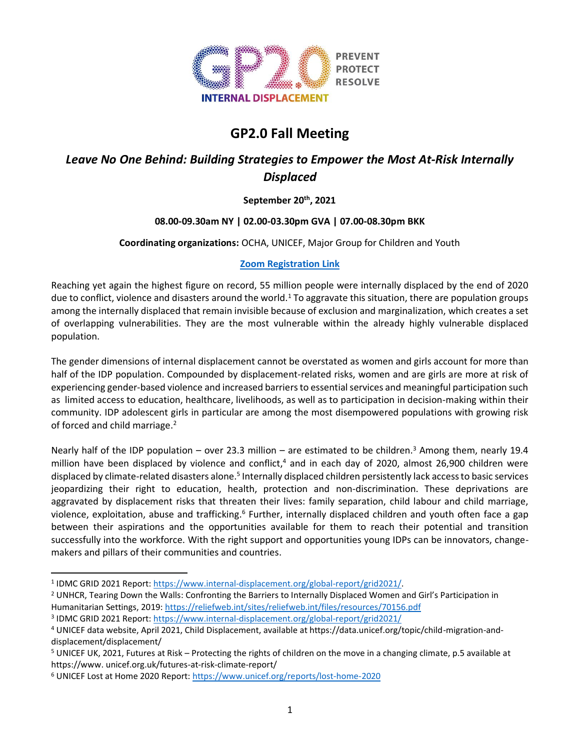GP2.0 PREVENT PROTECT RESOLVE
INTERNAL DISPLACEMENT

# GP2.0 Fall Meeting

## *Leave No One Behind: Building Strategies to Empower the Most At-Risk Internally Displaced*

**September 20th, 2021**

**08.00-09.30am NY | 02.00-03.30pm GVA | 07.00-08.30pm BKK**

**Coordinating organizations:** OCHA, UNICEF, Major Group for Children and Youth

**Zoom Registration Link**

Reaching yet again the highest figure on record, 55 million people were internally displaced by the end of 2020 due to conflict, violence and disasters around the world.[1] To aggravate this situation, there are population groups among the internally displaced that remain invisible because of exclusion and marginalization, which creates a set of overlapping vulnerabilities. They are the most vulnerable within the already highly vulnerable displaced population.

The gender dimensions of internal displacement cannot be overstated as women and girls account for more than half of the IDP population. Compounded by displacement-related risks, women and are girls are more at risk of experiencing gender-based violence and increased barriers to essential services and meaningful participation such as limited access to education, healthcare, livelihoods, as well as to participation in decision-making within their community. IDP adolescent girls in particular are among the most disempowered populations with growing risk of forced and child marriage.[2]

Nearly half of the IDP population – over 23.3 million – are estimated to be children.[3] Among them, nearly 19.4 million have been displaced by violence and conflict,[4] and in each day of 2020, almost 26,900 children were displaced by climate-related disasters alone.[5] Internally displaced children persistently lack access to basic services jeopardizing their right to education, health, protection and non-discrimination. These deprivations are aggravated by displacement risks that threaten their lives: family separation, child labour and child marriage, violence, exploitation, abuse and trafficking.[6] Further, internally displaced children and youth often face a gap between their aspirations and the opportunities available for them to reach their potential and transition successfully into the workforce. With the right support and opportunities young IDPs can be innovators, change-makers and pillars of their communities and countries.

---

[1] IDMC GRID 2021 Report: https://www.internal-displacement.org/global-report/grid2021/.

[2] UNHCR, Tearing Down the Walls: Confronting the Barriers to Internally Displaced Women and Girl's Participation in Humanitarian Settings, 2019: https://reliefweb.int/sites/reliefweb.int/files/resources/70156.pdf

[3] IDMC GRID 2021 Report: https://www.internal-displacement.org/global-report/grid2021/

[4] UNICEF data website, April 2021, Child Displacement, available at https://data.unicef.org/topic/child-migration-and-displacement/displacement/

[5] UNICEF UK, 2021, Futures at Risk – Protecting the rights of children on the move in a changing climate, p.5 available at https://www. unicef.org.uk/futures-at-risk-climate-report/

[6] UNICEF Lost at Home 2020 Report: https://www.unicef.org/reports/lost-home-2020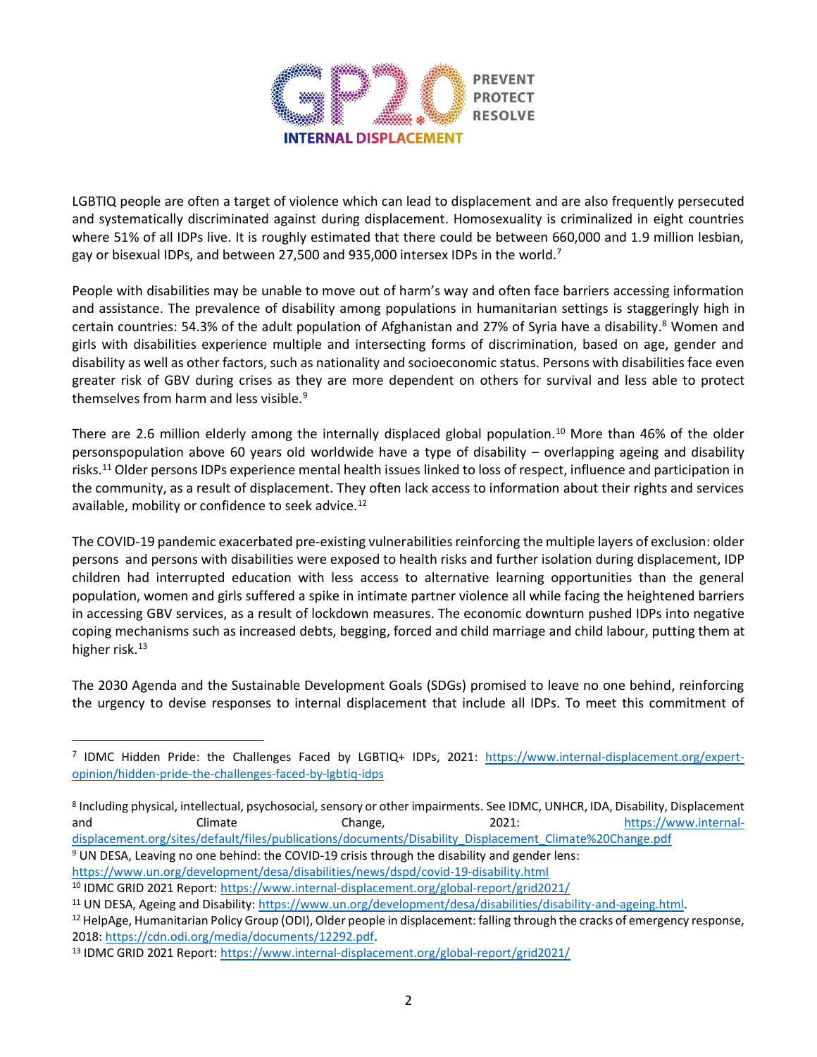LGBTIQ people are often a target of violence which can lead to displacement and are also frequently persecuted and systematically discriminated against during displacement. Homosexuality is criminalized in eight countries where 51% of all IDPs live. It is roughly estimated that there could be between 660,000 and 1.9 million lesbian, gay or bisexual IDPs, and between 27,500 and 935,000 intersex IDPs in the world.[7]

People with disabilities may be unable to move out of harm's way and often face barriers accessing information and assistance. The prevalence of disability among populations in humanitarian settings is staggeringly high in certain countries: 54.3% of the adult population of Afghanistan and 27% of Syria have a disability.[8] Women and girls with disabilities experience multiple and intersecting forms of discrimination, based on age, gender and disability as well as other factors, such as nationality and socioeconomic status. Persons with disabilities face even greater risk of GBV during crises as they are more dependent on others for survival and less able to protect themselves from harm and less visible.[9]

There are 2.6 million elderly among the internally displaced global population.[10] More than 46% of the older personspopulation above 60 years old worldwide have a type of disability – overlapping ageing and disability risks.[11] Older persons IDPs experience mental health issues linked to loss of respect, influence and participation in the community, as a result of displacement. They often lack access to information about their rights and services available, mobility or confidence to seek advice.[12]

The COVID-19 pandemic exacerbated pre-existing vulnerabilities reinforcing the multiple layers of exclusion: older persons and persons with disabilities were exposed to health risks and further isolation during displacement, IDP children had interrupted education with less access to alternative learning opportunities than the general population, women and girls suffered a spike in intimate partner violence all while facing the heightened barriers in accessing GBV services, as a result of lockdown measures. The economic downturn pushed IDPs into negative coping mechanisms such as increased debts, begging, forced and child marriage and child labour, putting them at higher risk.[13]

The 2030 Agenda and the Sustainable Development Goals (SDGs) promised to leave no one behind, reinforcing the urgency to devise responses to internal displacement that include all IDPs. To meet this commitment of

---

[7] IDMC Hidden Pride: the Challenges Faced by LGBTIQ+ IDPs, 2021: https://www.internal-displacement.org/expert-opinion/hidden-pride-the-challenges-faced-by-lgbtiq-idps

[8] Including physical, intellectual, psychosocial, sensory or other impairments. See IDMC, UNHCR, IDA, Disability, Displacement and Climate Change, 2021: https://www.internal-displacement.org/sites/default/files/publications/documents/Disability_Displacement_Climate%20Change.pdf

[9] UN DESA, Leaving no one behind: the COVID-19 crisis through the disability and gender lens: https://www.un.org/development/desa/disabilities/news/dspd/covid-19-disability.html

[10] IDMC GRID 2021 Report: https://www.internal-displacement.org/global-report/grid2021/

[11] UN DESA, Ageing and Disability: https://www.un.org/development/desa/disabilities/disability-and-ageing.html.

[12] HelpAge, Humanitarian Policy Group (ODI), Older people in displacement: falling through the cracks of emergency response, 2018: https://cdn.odi.org/media/documents/12292.pdf.

[13] IDMC GRID 2021 Report: https://www.internal-displacement.org/global-report/grid2021/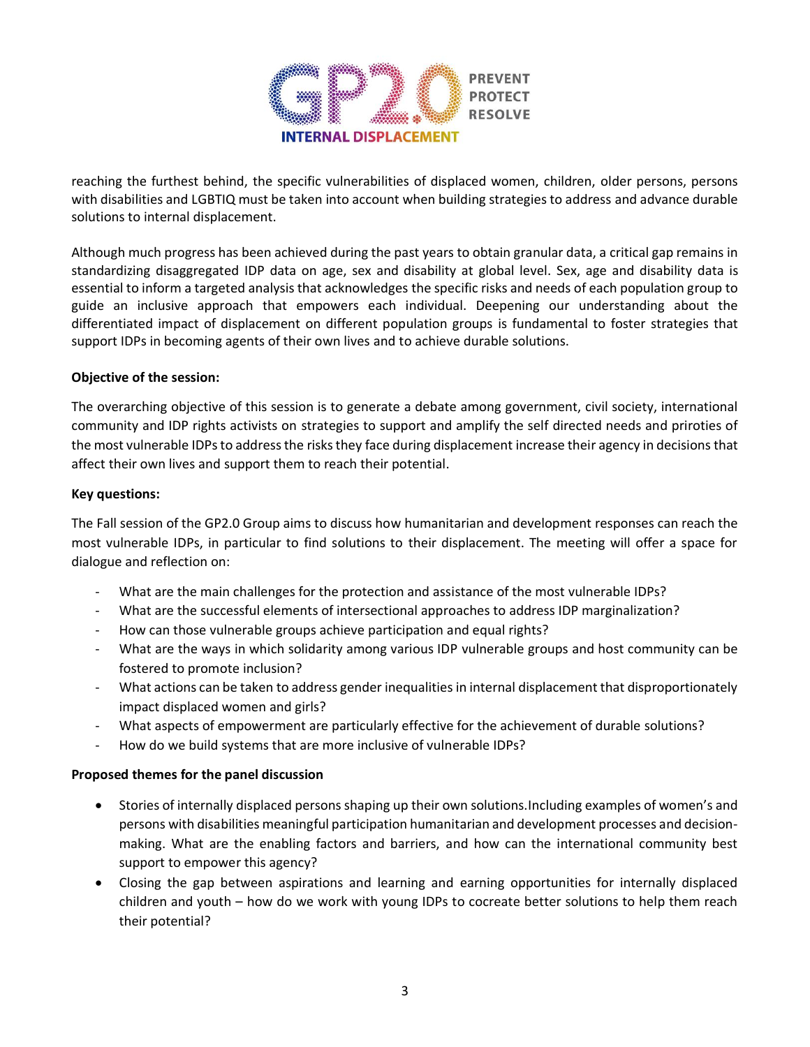reaching the furthest behind, the specific vulnerabilities of displaced women, children, older persons, persons with disabilities and LGBTIQ must be taken into account when building strategies to address and advance durable solutions to internal displacement.

Although much progress has been achieved during the past years to obtain granular data, a critical gap remains in standardizing disaggregated IDP data on age, sex and disability at global level. Sex, age and disability data is essential to inform a targeted analysis that acknowledges the specific risks and needs of each population group to guide an inclusive approach that empowers each individual. Deepening our understanding about the differentiated impact of displacement on different population groups is fundamental to foster strategies that support IDPs in becoming agents of their own lives and to achieve durable solutions.

**Objective of the session:**

The overarching objective of this session is to generate a debate among government, civil society, international community and IDP rights activists on strategies to support and amplify the self directed needs and priroties of the most vulnerable IDPs to address the risks they face during displacement increase their agency in decisions that affect their own lives and support them to reach their potential.

**Key questions:**

The Fall session of the GP2.0 Group aims to discuss how humanitarian and development responses can reach the most vulnerable IDPs, in particular to find solutions to their displacement. The meeting will offer a space for dialogue and reflection on:

- What are the main challenges for the protection and assistance of the most vulnerable IDPs?
- What are the successful elements of intersectional approaches to address IDP marginalization?
- How can those vulnerable groups achieve participation and equal rights?
- What are the ways in which solidarity among various IDP vulnerable groups and host community can be fostered to promote inclusion?
- What actions can be taken to address gender inequalities in internal displacement that disproportionately impact displaced women and girls?
- What aspects of empowerment are particularly effective for the achievement of durable solutions?
- How do we build systems that are more inclusive of vulnerable IDPs?

**Proposed themes for the panel discussion**

- Stories of internally displaced persons shaping up their own solutions.Including examples of women's and persons with disabilities meaningful participation humanitarian and development processes and decision-making. What are the enabling factors and barriers, and how can the international community best support to empower this agency?
- Closing the gap between aspirations and learning and earning opportunities for internally displaced children and youth – how do we work with young IDPs to cocreate better solutions to help them reach their potential?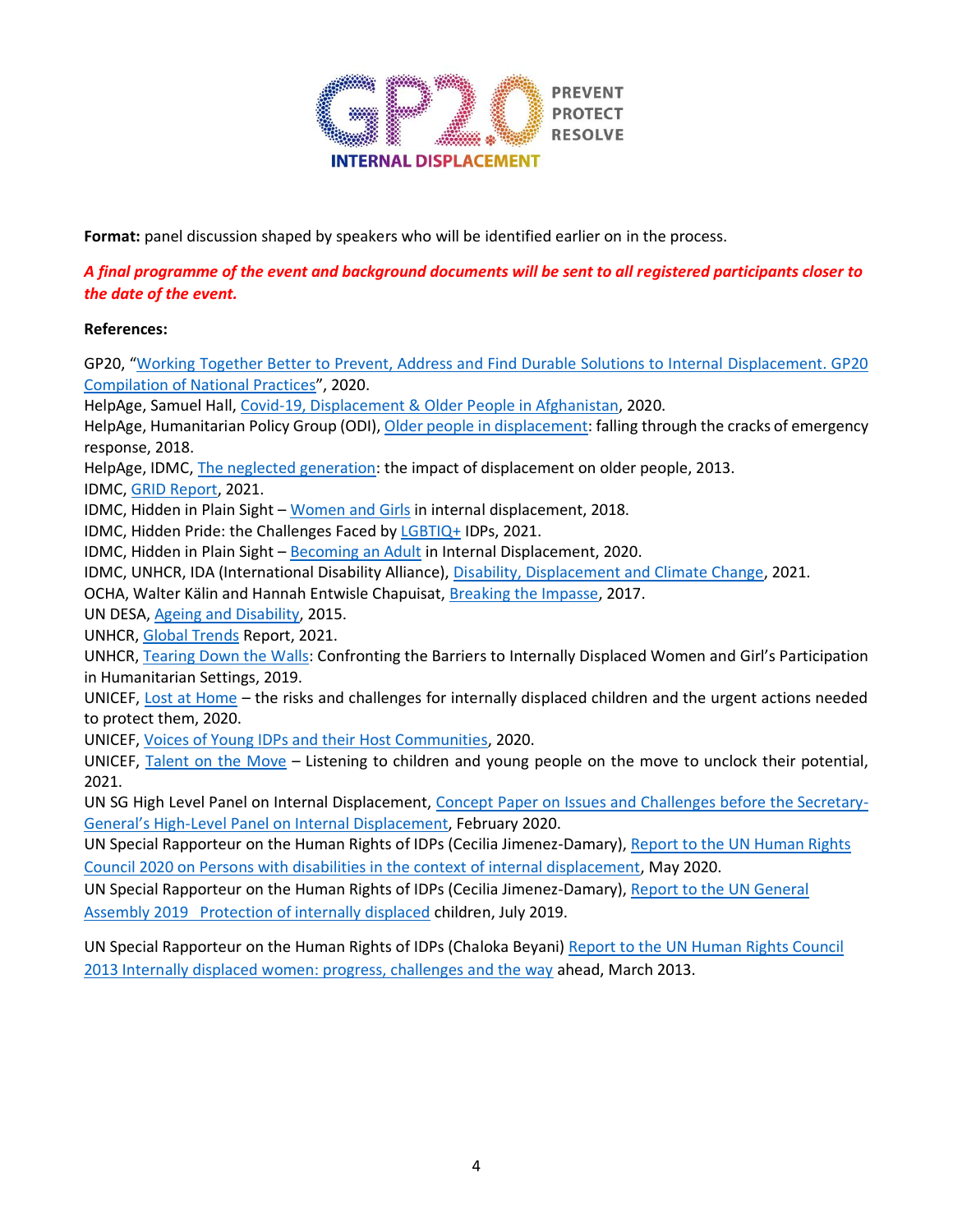**Format:** panel discussion shaped by speakers who will be identified earlier on in the process.

***A final programme of the event and background documents will be sent to all registered participants closer to the date of the event.***

**References:**

GP20, "Working Together Better to Prevent, Address and Find Durable Solutions to Internal Displacement. GP20 Compilation of National Practices", 2020.
HelpAge, Samuel Hall, Covid-19, Displacement & Older People in Afghanistan, 2020.
HelpAge, Humanitarian Policy Group (ODI), Older people in displacement: falling through the cracks of emergency response, 2018.
HelpAge, IDMC, The neglected generation: the impact of displacement on older people, 2013.
IDMC, GRID Report, 2021.
IDMC, Hidden in Plain Sight – Women and Girls in internal displacement, 2018.
IDMC, Hidden Pride: the Challenges Faced by LGBTIQ+ IDPs, 2021.
IDMC, Hidden in Plain Sight – Becoming an Adult in Internal Displacement, 2020.
IDMC, UNHCR, IDA (International Disability Alliance), Disability, Displacement and Climate Change, 2021.
OCHA, Walter Kälin and Hannah Entwisle Chapuisat, Breaking the Impasse, 2017.
UN DESA, Ageing and Disability, 2015.
UNHCR, Global Trends Report, 2021.
UNHCR, Tearing Down the Walls: Confronting the Barriers to Internally Displaced Women and Girl's Participation in Humanitarian Settings, 2019.
UNICEF, Lost at Home – the risks and challenges for internally displaced children and the urgent actions needed to protect them, 2020.
UNICEF, Voices of Young IDPs and their Host Communities, 2020.
UNICEF, Talent on the Move – Listening to children and young people on the move to unclock their potential, 2021.
UN SG High Level Panel on Internal Displacement, Concept Paper on Issues and Challenges before the Secretary-General's High-Level Panel on Internal Displacement, February 2020.
UN Special Rapporteur on the Human Rights of IDPs (Cecilia Jimenez-Damary), Report to the UN Human Rights Council 2020 on Persons with disabilities in the context of internal displacement, May 2020.
UN Special Rapporteur on the Human Rights of IDPs (Cecilia Jimenez-Damary), Report to the UN General Assembly 2019 Protection of internally displaced children, July 2019.

UN Special Rapporteur on the Human Rights of IDPs (Chaloka Beyani) Report to the UN Human Rights Council 2013 Internally displaced women: progress, challenges and the way ahead, March 2013.